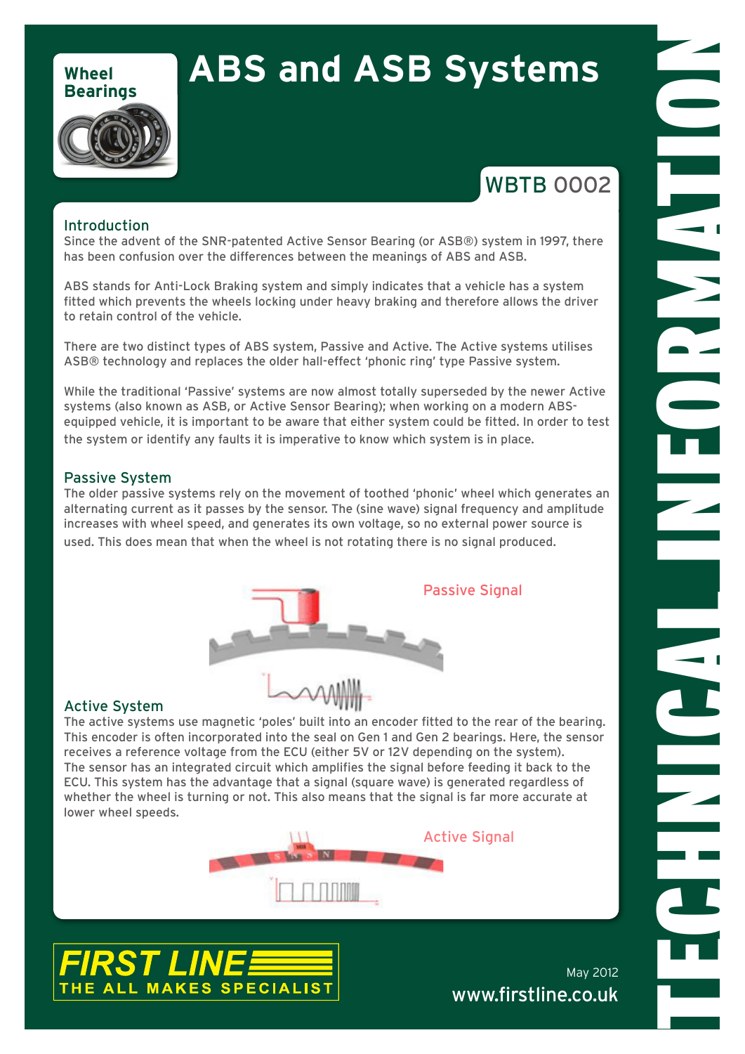# ABS and ASB Systems

Wheel Bearings

WBTB 0002

## Introduction

Since the advent of the SNR-patented Active Sensor Bearing (or ASB®) system in 1997, there has been confusion over the differences between the meanings of ABS and ASB.

ABS stands for Anti-Lock Braking system and simply indicates that a vehicle has a system fitted which prevents the wheels locking under heavy braking and therefore allows the driver to retain control of the vehicle.

There are two distinct types of ABS system, Passive and Active. The Active systems utilises ASB® technology and replaces the older hall-effect 'phonic ring' type Passive system.

While the traditional 'Passive' systems are now almost totally superseded by the newer Active systems (also known as ASB, or Active Sensor Bearing); when working on a modern ABS-equipped vehicle, it is important to be aware that either system could be fitted. In order to test the system or identify any faults it is imperative to know which system is in place.

## Passive System

The older passive systems rely on the movement of toothed 'phonic' wheel which generates an alternating current as it passes by the sensor. The (sine wave) signal frequency and amplitude increases with wheel speed, and generates its own voltage, so no external power source is used. This does mean that when the wheel is not rotating there is no signal produced.

Passive Signal

## Active System

The active systems use magnetic 'poles' built into an encoder fitted to the rear of the bearing. This encoder is often incorporated into the seal on Gen 1 and Gen 2 bearings. Here, the sensor receives a reference voltage from the ECU (either 5V or 12V depending on the system). The sensor has an integrated circuit which amplifies the signal before feeding it back to the ECU. This system has the advantage that a signal (square wave) is generated regardless of whether the wheel is turning or not. This also means that the signal is far more accurate at lower wheel speeds.

Active Signal

FIRST LINE THE ALL MAKES SPECIALIST

May 2012

www.firstline.co.uk

TECHNICAL INFORMATION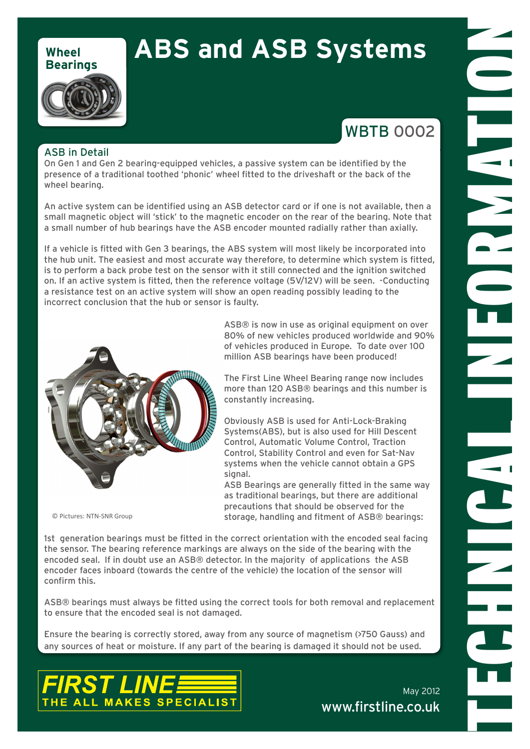Wheel Bearings

# ABS and ASB Systems

WBTB 0002

## ASB in Detail

On Gen 1 and Gen 2 bearing-equipped vehicles, a passive system can be identified by the presence of a traditional toothed 'phonic' wheel fitted to the driveshaft or the back of the wheel bearing.

An active system can be identified using an ASB detector card or if one is not available, then a small magnetic object will 'stick' to the magnetic encoder on the rear of the bearing. Note that a small number of hub bearings have the ASB encoder mounted radially rather than axially.

If a vehicle is fitted with Gen 3 bearings, the ABS system will most likely be incorporated into the hub unit. The easiest and most accurate way therefore, to determine which system is fitted, is to perform a back probe test on the sensor with it still connected and the ignition switched on. If an active system is fitted, then the reference voltage (5V/12V) will be seen. -Conducting a resistance test on an active system will show an open reading possibly leading to the incorrect conclusion that the hub or sensor is faulty.

© Pictures: NTN-SNR Group

ASB® is now in use as original equipment on over 80% of new vehicles produced worldwide and 90% of vehicles produced in Europe. To date over 100 million ASB bearings have been produced!

The First Line Wheel Bearing range now includes more than 120 ASB® bearings and this number is constantly increasing.

Obviously ASB is used for Anti-Lock-Braking Systems(ABS), but is also used for Hill Descent Control, Automatic Volume Control, Traction Control, Stability Control and even for Sat-Nav systems when the vehicle cannot obtain a GPS signal.

ASB Bearings are generally fitted in the same way as traditional bearings, but there are additional precautions that should be observed for the storage, handling and fitment of ASB® bearings:

1st generation bearings must be fitted in the correct orientation with the encoded seal facing the sensor. The bearing reference markings are always on the side of the bearing with the encoded seal. If in doubt use an ASB® detector. In the majority of applications the ASB encoder faces inboard (towards the centre of the vehicle) the location of the sensor will confirm this.

ASB® bearings must always be fitted using the correct tools for both removal and replacement to ensure that the encoded seal is not damaged.

Ensure the bearing is correctly stored, away from any source of magnetism (>750 Gauss) and any sources of heat or moisture. If any part of the bearing is damaged it should not be used.

FIRST LINE
THE ALL MAKES SPECIALIST

May 2012
www.firstline.co.uk

TECHNICAL INFORMATION